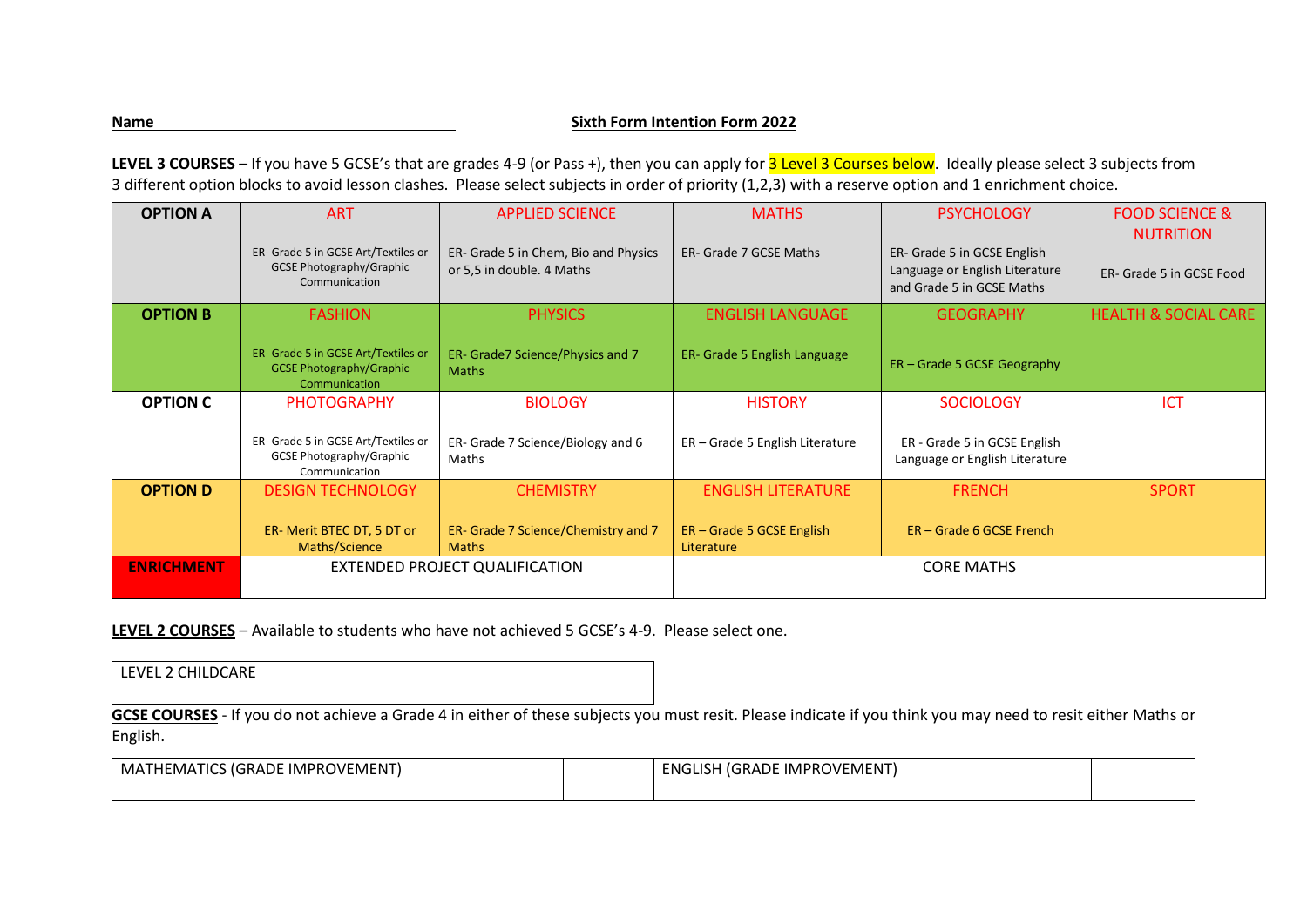**Name** ______________________________

**Sixth Form Intention Form 2022**

**LEVEL 3 COURSES** – If you have 5 GCSE's that are grades 4-9 (or Pass +), then you can apply for 3 Level 3 Courses below. Ideally please select 3 subjects from 3 different option blocks to avoid lesson clashes. Please select subjects in order of priority (1,2,3) with a reserve option and 1 enrichment choice.

| | | | | | |
|---|---|---|---|---|---|
| **OPTION A** | ART<br>ER- Grade 5 in GCSE Art/Textiles or GCSE Photography/Graphic Communication | APPLIED SCIENCE<br>ER- Grade 5 in Chem, Bio and Physics or 5,5 in double. 4 Maths | MATHS<br>ER- Grade 7 GCSE Maths | PSYCHOLOGY<br>ER- Grade 5 in GCSE English Language or English Literature and Grade 5 in GCSE Maths | FOOD SCIENCE & NUTRITION<br>ER- Grade 5 in GCSE Food |
| **OPTION B** | FASHION<br>ER- Grade 5 in GCSE Art/Textiles or GCSE Photography/Graphic Communication | PHYSICS<br>ER- Grade7 Science/Physics and 7 Maths | ENGLISH LANGUAGE<br>ER- Grade 5 English Language | GEOGRAPHY<br>ER – Grade 5 GCSE Geography | HEALTH & SOCIAL CARE |
| **OPTION C** | PHOTOGRAPHY<br>ER- Grade 5 in GCSE Art/Textiles or GCSE Photography/Graphic Communication | BIOLOGY<br>ER- Grade 7 Science/Biology and 6 Maths | HISTORY<br>ER – Grade 5 English Literature | SOCIOLOGY<br>ER - Grade 5 in GCSE English Language or English Literature | ICT |
| **OPTION D** | DESIGN TECHNOLOGY<br>ER- Merit BTEC DT, 5 DT or Maths/Science | CHEMISTRY<br>ER- Grade 7 Science/Chemistry and 7 Maths | ENGLISH LITERATURE<br>ER – Grade 5 GCSE English Literature | FRENCH<br>ER – Grade 6 GCSE French | SPORT |
| **ENRICHMENT** | EXTENDED PROJECT QUALIFICATION | | CORE MATHS | | |

**LEVEL 2 COURSES** – Available to students who have not achieved 5 GCSE's 4-9. Please select one.

| LEVEL 2 CHILDCARE |
|---|

**GCSE COURSES** - If you do not achieve a Grade 4 in either of these subjects you must resit. Please indicate if you think you may need to resit either Maths or English.

| MATHEMATICS (GRADE IMPROVEMENT) | | ENGLISH (GRADE IMPROVEMENT) | |
|---|---|---|---|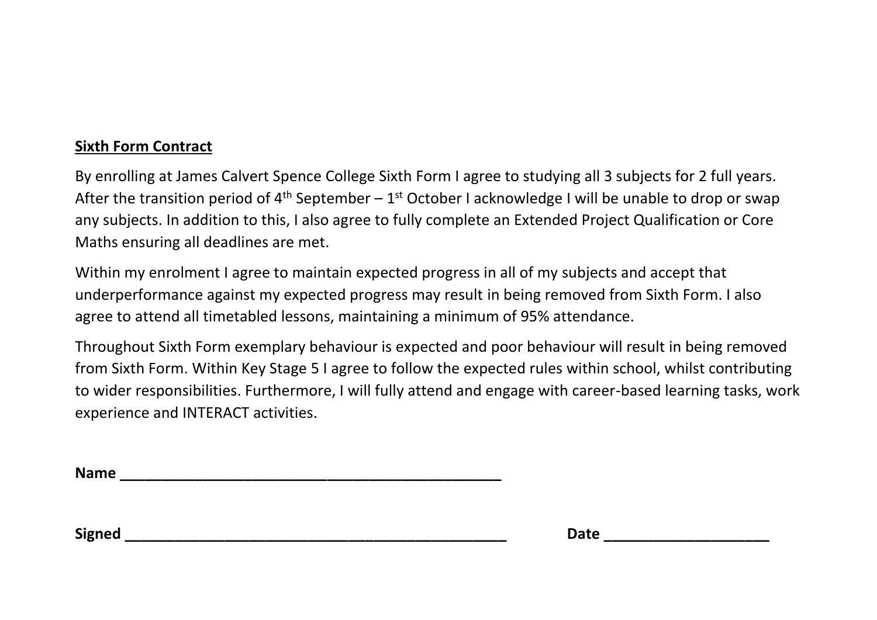**<u>Sixth Form Contract</u>**

By enrolling at James Calvert Spence College Sixth Form I agree to studying all 3 subjects for 2 full years. After the transition period of 4th September – 1st October I acknowledge I will be unable to drop or swap any subjects. In addition to this, I also agree to fully complete an Extended Project Qualification or Core Maths ensuring all deadlines are met.

Within my enrolment I agree to maintain expected progress in all of my subjects and accept that underperformance against my expected progress may result in being removed from Sixth Form. I also agree to attend all timetabled lessons, maintaining a minimum of 95% attendance.

Throughout Sixth Form exemplary behaviour is expected and poor behaviour will result in being removed from Sixth Form. Within Key Stage 5 I agree to follow the expected rules within school, whilst contributing to wider responsibilities. Furthermore, I will fully attend and engage with career-based learning tasks, work experience and INTERACT activities.

**Name** ______________________________________________

**Signed** ______________________________________________ **Date** ____________________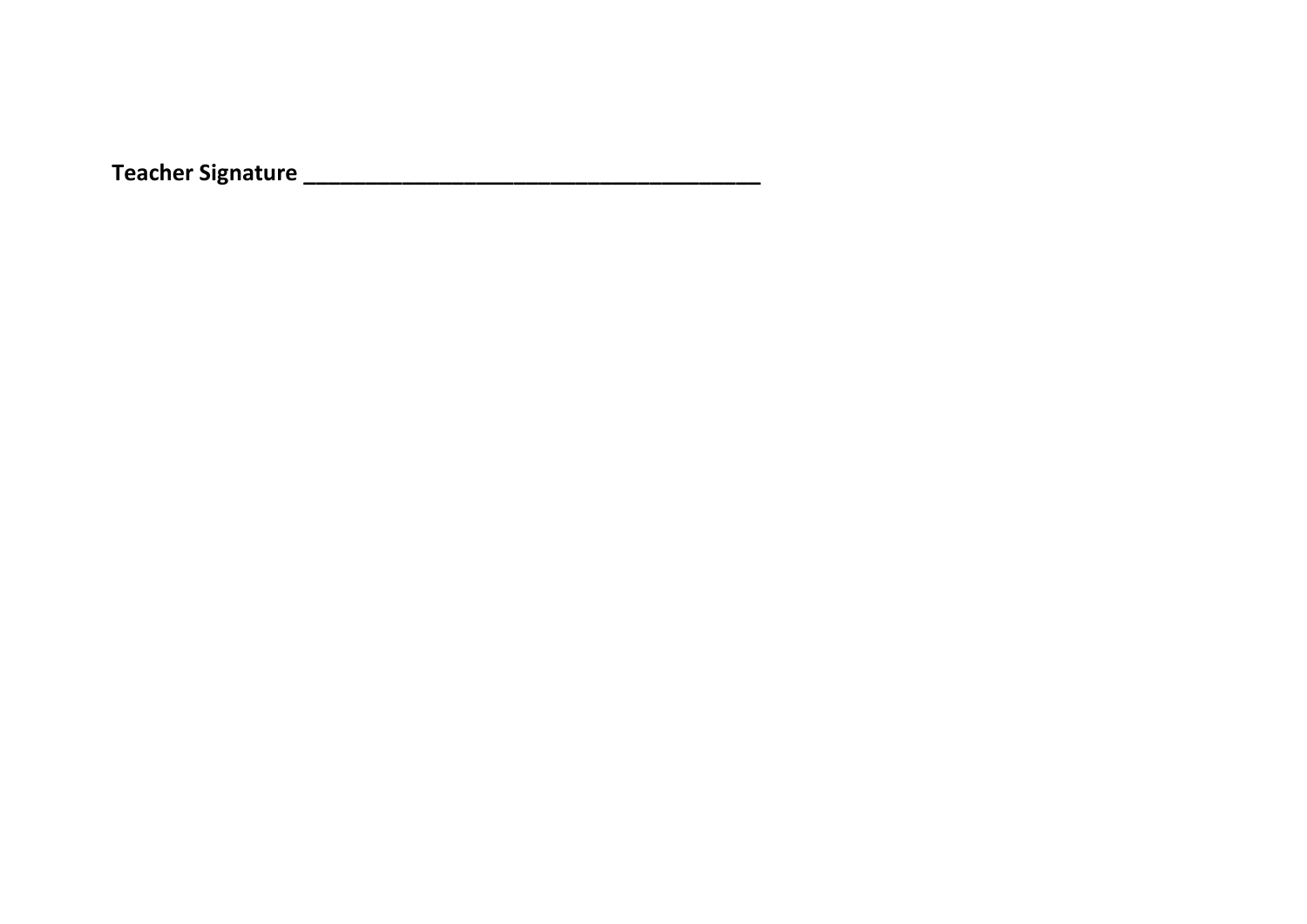**Teacher Signature** ______________________________________